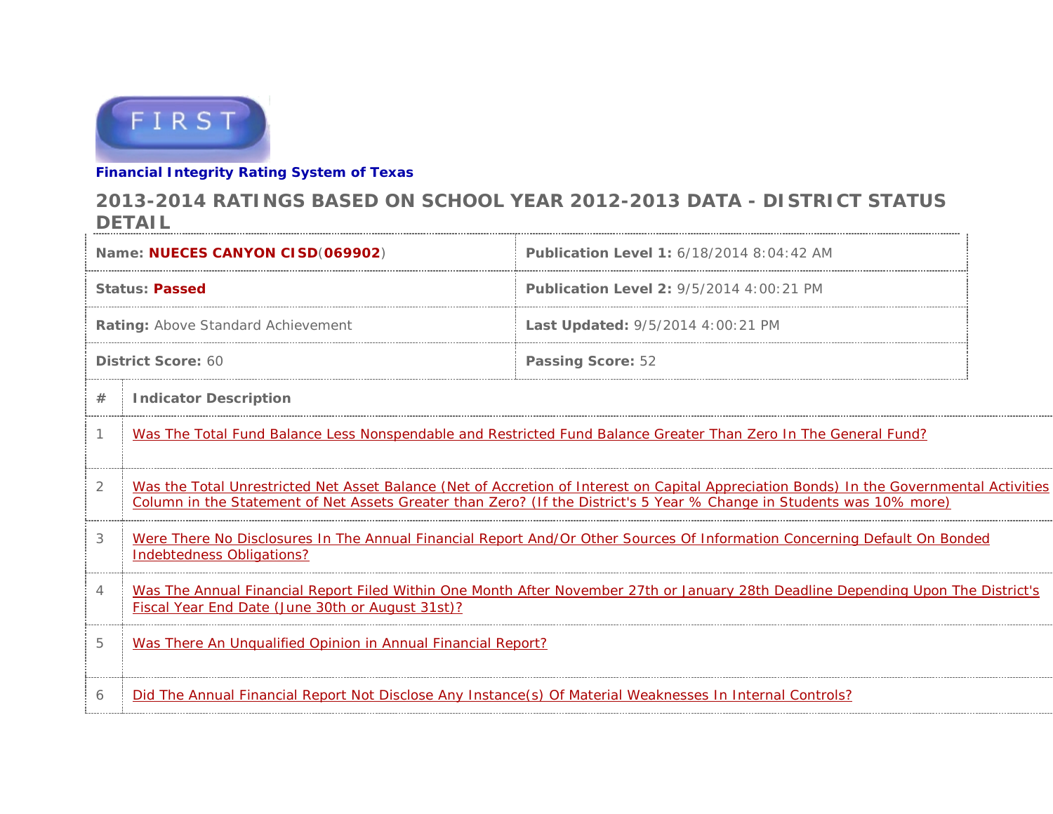FIRST

**Financial Integrity Rating System of Texas**

## 2013-2014 RATINGS BASED ON SCHOOL YEAR 2012-2013 DATA - DISTRICT STATUS DETAIL

| | |
|---|---|
| **Name:** **NUECES CANYON CISD**(**069902**) | **Publication Level 1:** 6/18/2014 8:04:42 AM |
| **Status:** **Passed** | **Publication Level 2:** 9/5/2014 4:00:21 PM |
| **Rating:** Above Standard Achievement | **Last Updated:** 9/5/2014 4:00:21 PM |
| **District Score:** 60 | **Passing Score:** 52 |

| # | Indicator Description |
|---|---|
| 1 | Was The Total Fund Balance Less Nonspendable and Restricted Fund Balance Greater Than Zero In The General Fund? |
| 2 | Was the Total Unrestricted Net Asset Balance (Net of Accretion of Interest on Capital Appreciation Bonds) In the Governmental Activities Column in the Statement of Net Assets Greater than Zero? (If the District's 5 Year % Change in Students was 10% more) |
| 3 | Were There No Disclosures In The Annual Financial Report And/Or Other Sources Of Information Concerning Default On Bonded Indebtedness Obligations? |
| 4 | Was The Annual Financial Report Filed Within One Month After November 27th or January 28th Deadline Depending Upon The District's Fiscal Year End Date (June 30th or August 31st)? |
| 5 | Was There An Unqualified Opinion in Annual Financial Report? |
| 6 | Did The Annual Financial Report Not Disclose Any Instance(s) Of Material Weaknesses In Internal Controls? |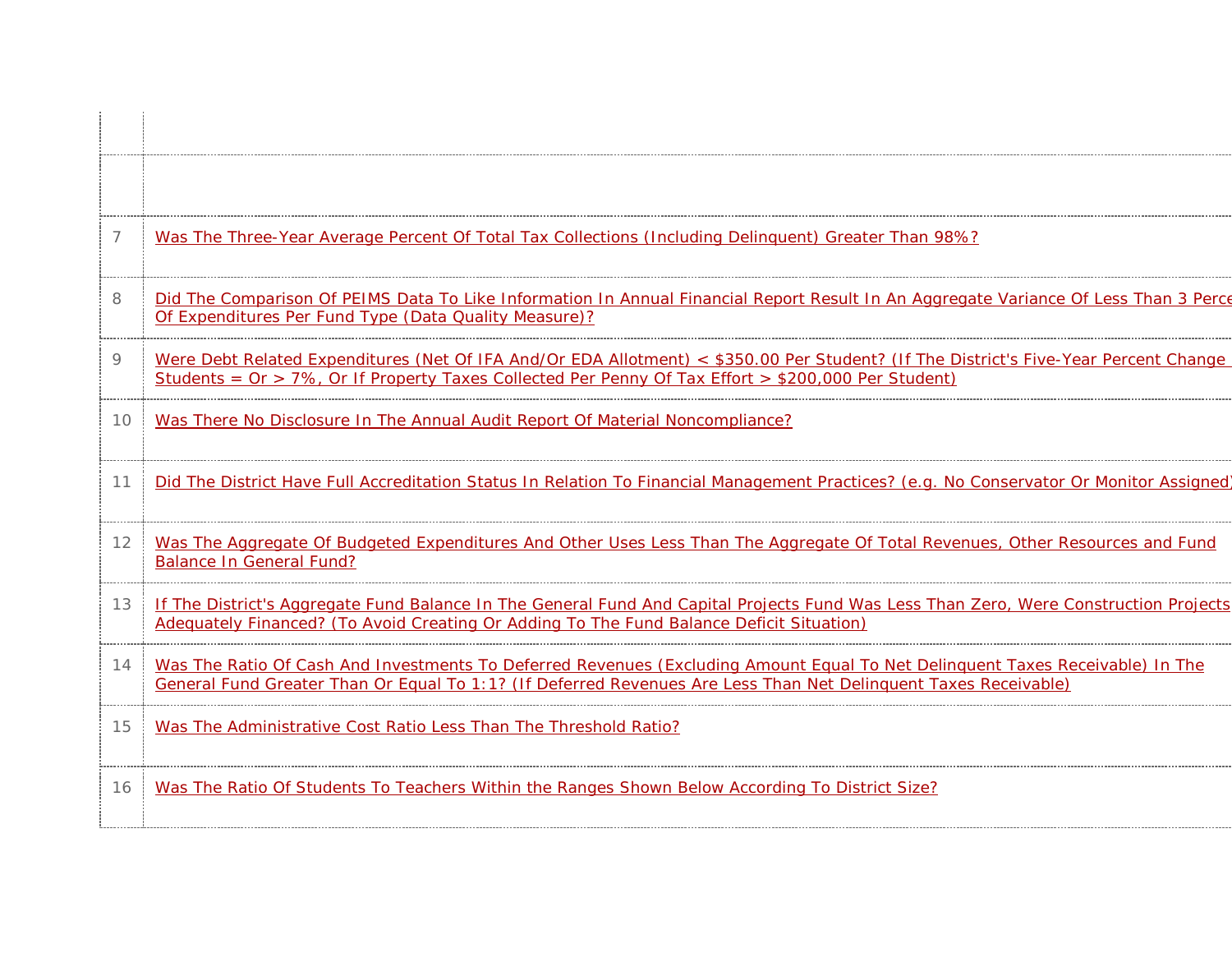| | |
|---|---|
| | |
| 7 | Was The Three-Year Average Percent Of Total Tax Collections (Including Delinquent) Greater Than 98%? |
| 8 | Did The Comparison Of PEIMS Data To Like Information In Annual Financial Report Result In An Aggregate Variance Of Less Than 3 Perce Of Expenditures Per Fund Type (Data Quality Measure)? |
| 9 | Were Debt Related Expenditures (Net Of IFA And/Or EDA Allotment) < $350.00 Per Student? (If The District's Five-Year Percent Change Students = Or > 7%, Or If Property Taxes Collected Per Penny Of Tax Effort > $200,000 Per Student) |
| 10 | Was There No Disclosure In The Annual Audit Report Of Material Noncompliance? |
| 11 | Did The District Have Full Accreditation Status In Relation To Financial Management Practices? (e.g. No Conservator Or Monitor Assigned) |
| 12 | Was The Aggregate Of Budgeted Expenditures And Other Uses Less Than The Aggregate Of Total Revenues, Other Resources and Fund Balance In General Fund? |
| 13 | If The District's Aggregate Fund Balance In The General Fund And Capital Projects Fund Was Less Than Zero, Were Construction Projects Adequately Financed? (To Avoid Creating Or Adding To The Fund Balance Deficit Situation) |
| 14 | Was The Ratio Of Cash And Investments To Deferred Revenues (Excluding Amount Equal To Net Delinquent Taxes Receivable) In The General Fund Greater Than Or Equal To 1:1? (If Deferred Revenues Are Less Than Net Delinquent Taxes Receivable) |
| 15 | Was The Administrative Cost Ratio Less Than The Threshold Ratio? |
| 16 | Was The Ratio Of Students To Teachers Within the Ranges Shown Below According To District Size? |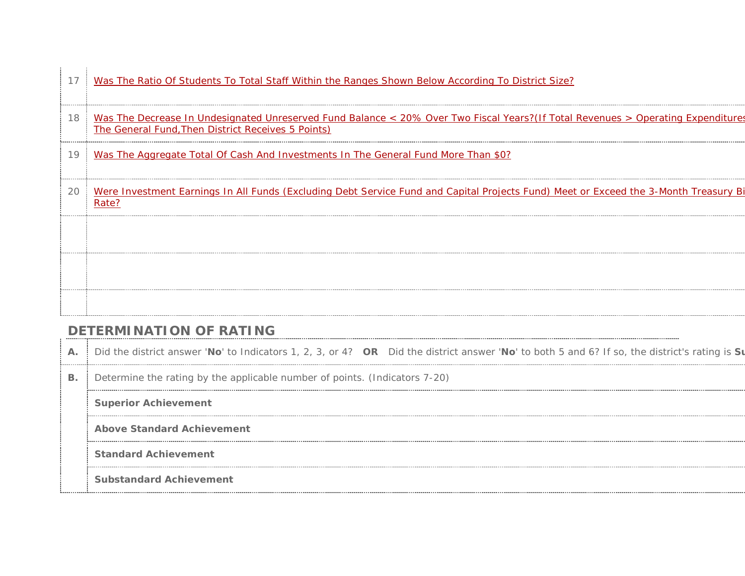| | |
|---|---|
| 17 | Was The Ratio Of Students To Total Staff Within the Ranges Shown Below According To District Size? |
| 18 | Was The Decrease In Undesignated Unreserved Fund Balance < 20% Over Two Fiscal Years?(If Total Revenues > Operating Expenditures The General Fund,Then District Receives 5 Points) |
| 19 | Was The Aggregate Total Of Cash And Investments In The General Fund More Than $0? |
| 20 | Were Investment Earnings In All Funds (Excluding Debt Service Fund and Capital Projects Fund) Meet or Exceed the 3-Month Treasury Bi Rate? |
| | |
| | |
| | |

## DETERMINATION OF RATING

| | |
|---|---|
| **A.** | Did the district answer '**No**' to Indicators 1, 2, 3, or 4? **OR** Did the district answer '**No**' to both 5 and 6? If so, the district's rating is **Su** |
| **B.** | Determine the rating by the applicable number of points. (Indicators 7-20) |
| | **Superior Achievement** |
| | **Above Standard Achievement** |
| | **Standard Achievement** |
| | **Substandard Achievement** |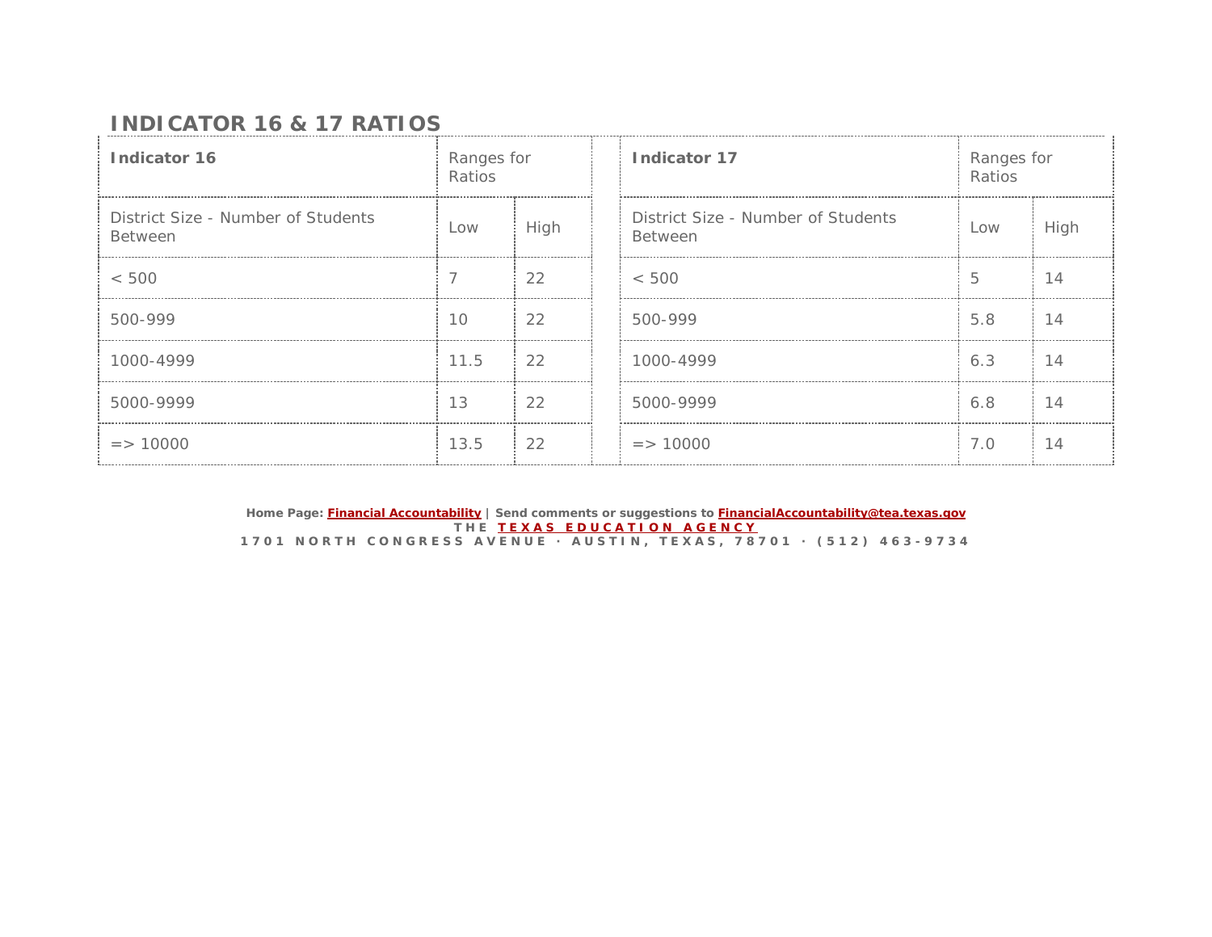## INDICATOR 16 & 17 RATIOS

| Indicator 16 | Ranges for Ratios | |
|---|---|---|
| District Size - Number of Students Between | Low | High |
| < 500 | 7 | 22 |
| 500-999 | 10 | 22 |
| 1000-4999 | 11.5 | 22 |
| 5000-9999 | 13 | 22 |
| => 10000 | 13.5 | 22 |

| Indicator 17 | Ranges for Ratios | |
|---|---|---|
| District Size - Number of Students Between | Low | High |
| < 500 | 5 | 14 |
| 500-999 | 5.8 | 14 |
| 1000-4999 | 6.3 | 14 |
| 5000-9999 | 6.8 | 14 |
| => 10000 | 7.0 | 14 |

**Home Page: Financial Accountability | Send comments or suggestions to FinancialAccountability@tea.texas.gov**

**THE TEXAS EDUCATION AGENCY**

**1701 NORTH CONGRESS AVENUE · AUSTIN, TEXAS, 78701 · (512) 463-9734**